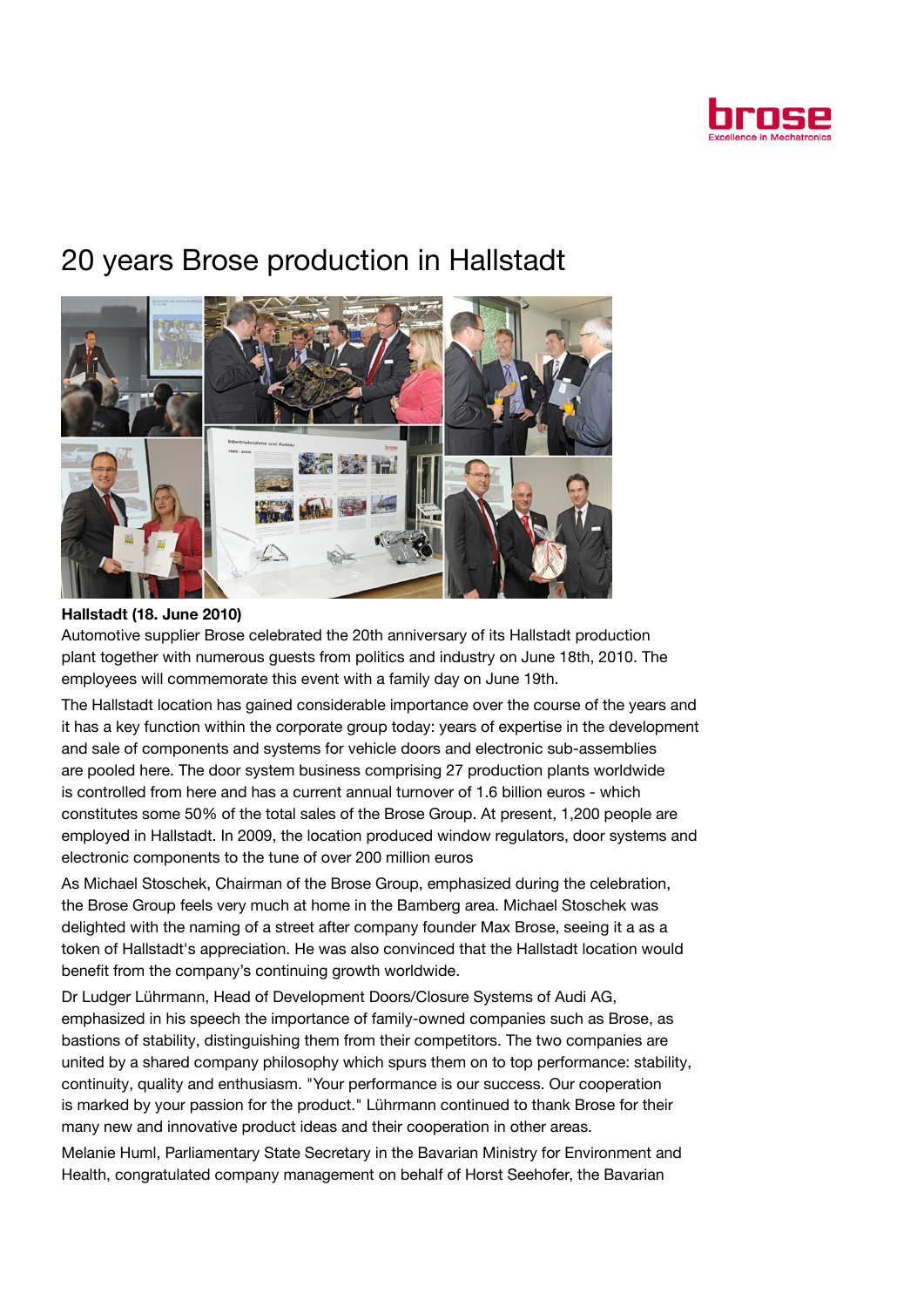# 20 years Brose production in Hallstadt

**Hallstadt (18. June 2010)**
Automotive supplier Brose celebrated the 20th anniversary of its Hallstadt production plant together with numerous guests from politics and industry on June 18th, 2010. The employees will commemorate this event with a family day on June 19th.

The Hallstadt location has gained considerable importance over the course of the years and it has a key function within the corporate group today: years of expertise in the development and sale of components and systems for vehicle doors and electronic sub-assemblies are pooled here. The door system business comprising 27 production plants worldwide is controlled from here and has a current annual turnover of 1.6 billion euros - which constitutes some 50% of the total sales of the Brose Group. At present, 1,200 people are employed in Hallstadt. In 2009, the location produced window regulators, door systems and electronic components to the tune of over 200 million euros

As Michael Stoschek, Chairman of the Brose Group, emphasized during the celebration, the Brose Group feels very much at home in the Bamberg area. Michael Stoschek was delighted with the naming of a street after company founder Max Brose, seeing it a as a token of Hallstadt's appreciation. He was also convinced that the Hallstadt location would benefit from the company's continuing growth worldwide.

Dr Ludger Lührmann, Head of Development Doors/Closure Systems of Audi AG, emphasized in his speech the importance of family-owned companies such as Brose, as bastions of stability, distinguishing them from their competitors. The two companies are united by a shared company philosophy which spurs them on to top performance: stability, continuity, quality and enthusiasm. "Your performance is our success. Our cooperation is marked by your passion for the product." Lührmann continued to thank Brose for their many new and innovative product ideas and their cooperation in other areas.

Melanie Huml, Parliamentary State Secretary in the Bavarian Ministry for Environment and Health, congratulated company management on behalf of Horst Seehofer, the Bavarian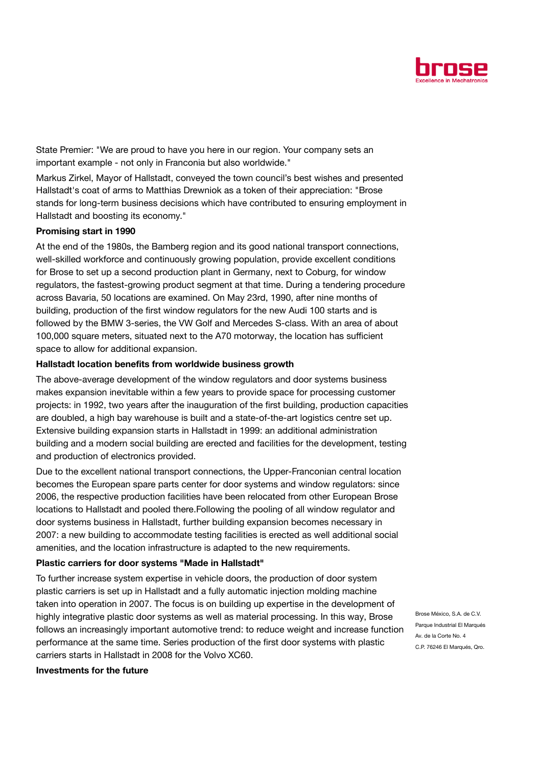State Premier: "We are proud to have you here in our region. Your company sets an important example - not only in Franconia but also worldwide."

Markus Zirkel, Mayor of Hallstadt, conveyed the town council's best wishes and presented Hallstadt's coat of arms to Matthias Drewniok as a token of their appreciation: "Brose stands for long-term business decisions which have contributed to ensuring employment in Hallstadt and boosting its economy."

**Promising start in 1990**

At the end of the 1980s, the Bamberg region and its good national transport connections, well-skilled workforce and continuously growing population, provide excellent conditions for Brose to set up a second production plant in Germany, next to Coburg, for window regulators, the fastest-growing product segment at that time. During a tendering procedure across Bavaria, 50 locations are examined. On May 23rd, 1990, after nine months of building, production of the first window regulators for the new Audi 100 starts and is followed by the BMW 3-series, the VW Golf and Mercedes S-class. With an area of about 100,000 square meters, situated next to the A70 motorway, the location has sufficient space to allow for additional expansion.

**Hallstadt location benefits from worldwide business growth**

The above-average development of the window regulators and door systems business makes expansion inevitable within a few years to provide space for processing customer projects: in 1992, two years after the inauguration of the first building, production capacities are doubled, a high bay warehouse is built and a state-of-the-art logistics centre set up. Extensive building expansion starts in Hallstadt in 1999: an additional administration building and a modern social building are erected and facilities for the development, testing and production of electronics provided.

Due to the excellent national transport connections, the Upper-Franconian central location becomes the European spare parts center for door systems and window regulators: since 2006, the respective production facilities have been relocated from other European Brose locations to Hallstadt and pooled there.Following the pooling of all window regulator and door systems business in Hallstadt, further building expansion becomes necessary in 2007: a new building to accommodate testing facilities is erected as well additional social amenities, and the location infrastructure is adapted to the new requirements.

**Plastic carriers for door systems "Made in Hallstadt"**

To further increase system expertise in vehicle doors, the production of door system plastic carriers is set up in Hallstadt and a fully automatic injection molding machine taken into operation in 2007. The focus is on building up expertise in the development of highly integrative plastic door systems as well as material processing. In this way, Brose follows an increasingly important automotive trend: to reduce weight and increase function performance at the same time. Series production of the first door systems with plastic carriers starts in Hallstadt in 2008 for the Volvo XC60.

**Investments for the future**

Brose México, S.A. de C.V.
Parque Industrial El Marqués
Av. de la Corte No. 4
C.P. 76246 El Marqués, Qro.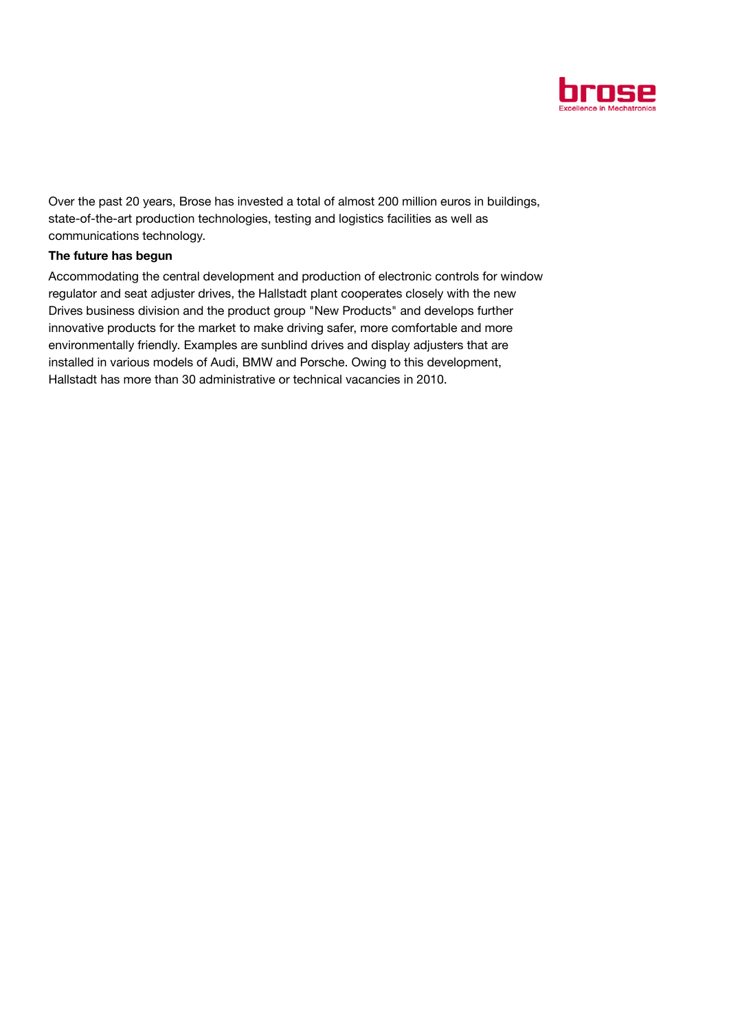Over the past 20 years, Brose has invested a total of almost 200 million euros in buildings, state-of-the-art production technologies, testing and logistics facilities as well as communications technology.

**The future has begun**

Accommodating the central development and production of electronic controls for window regulator and seat adjuster drives, the Hallstadt plant cooperates closely with the new Drives business division and the product group "New Products" and develops further innovative products for the market to make driving safer, more comfortable and more environmentally friendly. Examples are sunblind drives and display adjusters that are installed in various models of Audi, BMW and Porsche. Owing to this development, Hallstadt has more than 30 administrative or technical vacancies in 2010.